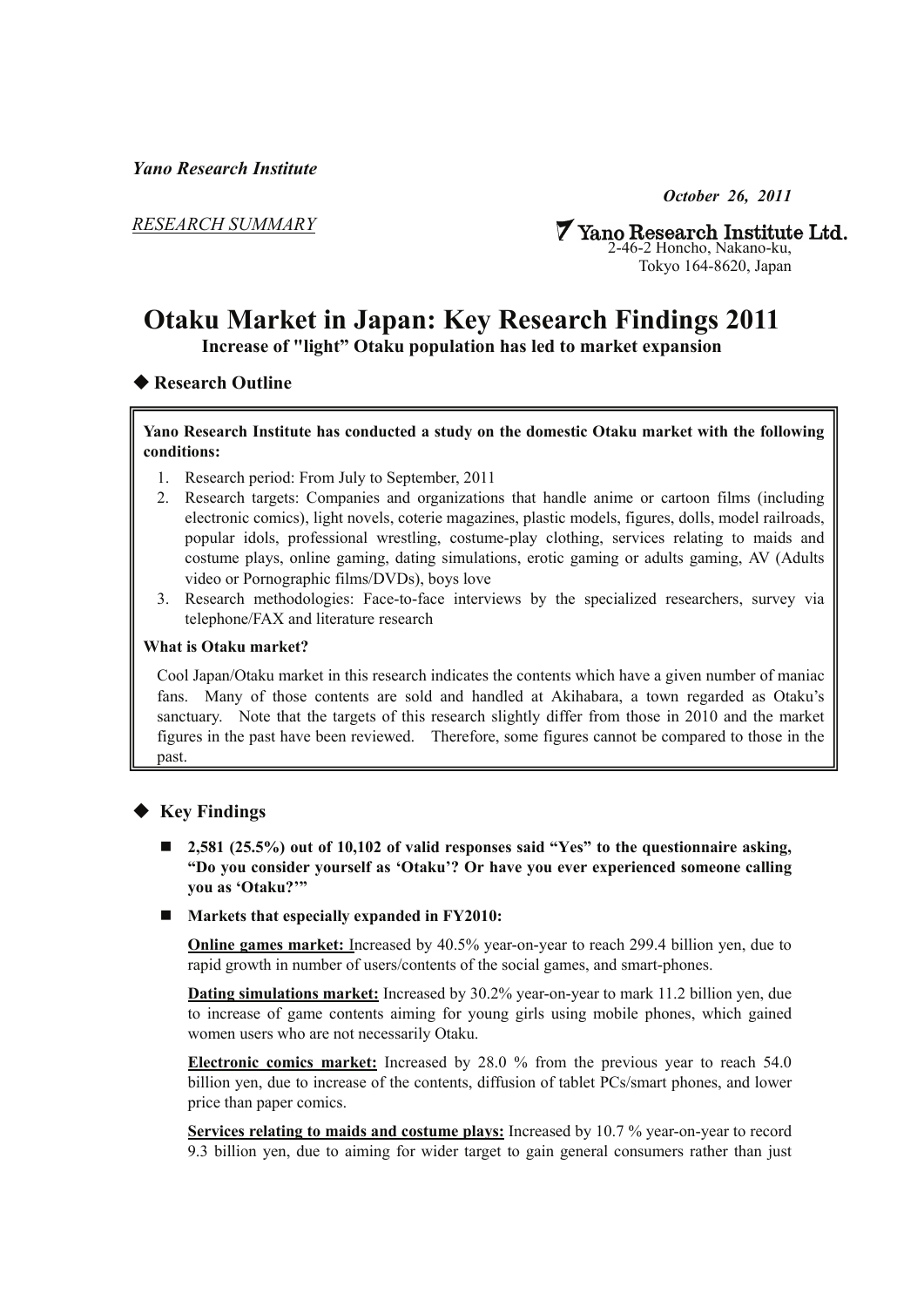*Yano Research Institute*

*October 26, 2011*

RESEARCH SUMMARY

**Yano Research Institute Ltd.**
2-46-2 Honcho, Nakano-ku,
Tokyo 164-8620, Japan

# Otaku Market in Japan: Key Research Findings 2011

**Increase of "light" Otaku population has led to market expansion**

## ◆ Research Outline

**Yano Research Institute has conducted a study on the domestic Otaku market with the following conditions:**

1. Research period: From July to September, 2011
2. Research targets: Companies and organizations that handle anime or cartoon films (including electronic comics), light novels, coterie magazines, plastic models, figures, dolls, model railroads, popular idols, professional wrestling, costume-play clothing, services relating to maids and costume plays, online gaming, dating simulations, erotic gaming or adults gaming, AV (Adults video or Pornographic films/DVDs), boys love
3. Research methodologies: Face-to-face interviews by the specialized researchers, survey via telephone/FAX and literature research

**What is Otaku market?**

Cool Japan/Otaku market in this research indicates the contents which have a given number of maniac fans. Many of those contents are sold and handled at Akihabara, a town regarded as Otaku's sanctuary. Note that the targets of this research slightly differ from those in 2010 and the market figures in the past have been reviewed. Therefore, some figures cannot be compared to those in the past.

## ◆ Key Findings

- **2,581 (25.5%) out of 10,102 of valid responses said "Yes" to the questionnaire asking, "Do you consider yourself as 'Otaku'? Or have you ever experienced someone calling you as 'Otaku?'"**

- **Markets that especially expanded in FY2010:**

  **Online games market:** Increased by 40.5% year-on-year to reach 299.4 billion yen, due to rapid growth in number of users/contents of the social games, and smart-phones.

  **Dating simulations market:** Increased by 30.2% year-on-year to mark 11.2 billion yen, due to increase of game contents aiming for young girls using mobile phones, which gained women users who are not necessarily Otaku.

  **Electronic comics market:** Increased by 28.0 % from the previous year to reach 54.0 billion yen, due to increase of the contents, diffusion of tablet PCs/smart phones, and lower price than paper comics.

  **Services relating to maids and costume plays:** Increased by 10.7 % year-on-year to record 9.3 billion yen, due to aiming for wider target to gain general consumers rather than just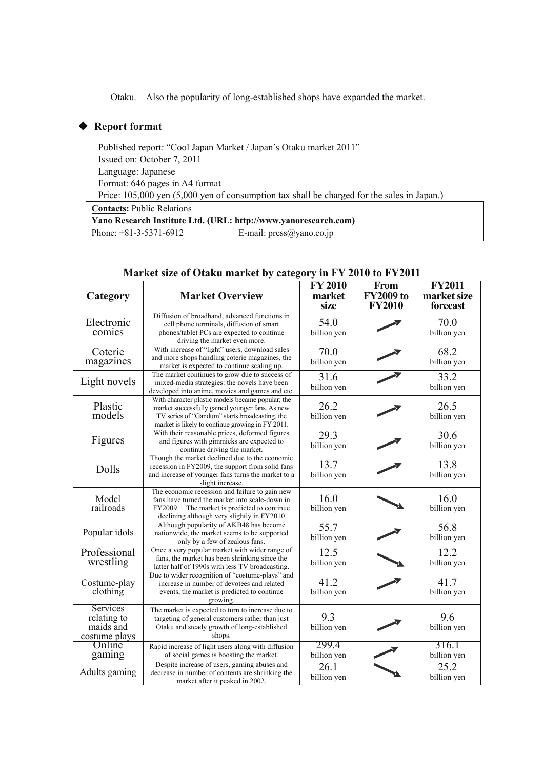Otaku. Also the popularity of long-established shops have expanded the market.

## ◆ Report format

Published report: "Cool Japan Market / Japan's Otaku market 2011"
Issued on: October 7, 2011
Language: Japanese
Format: 646 pages in A4 format
Price: 105,000 yen (5,000 yen of consumption tax shall be charged for the sales in Japan.)

| **Contacts:** Public Relations | |
|---|---|
| **Yano Research Institute Ltd. (URL: http://www.yanoresearch.com)** | |
| Phone: +81-3-5371-6912 | E-mail: press@yano.co.jp |

**Market size of Otaku market by category in FY 2010 to FY2011**

| Category | Market Overview | FY 2010 market size | From FY2009 to FY2010 | FY2011 market size forecast |
|---|---|---|---|---|
| Electronic comics | Diffusion of broadband, advanced functions in cell phone terminals, diffusion of smart phones/tablet PCs are expected to continue driving the market even more. | 54.0 billion yen | ↗ | 70.0 billion yen |
| Coterie magazines | With increase of "light" users, download sales and more shops handling coterie magazines, the market is expected to continue scaling up. | 70.0 billion yen | ↗ | 68.2 billion yen |
| Light novels | The market continues to grow due to success of mixed-media strategies: the novels have been developed into anime, movies and games and etc. | 31.6 billion yen | ↗ | 33.2 billion yen |
| Plastic models | With character plastic models became popular; the market successfully gained younger fans. As new TV series of "Gandum" starts broadcasting, the market is likely to continue growing in FY 2011. | 26.2 billion yen | ↗ | 26.5 billion yen |
| Figures | With their reasonable prices, deformed figures and figures with gimmicks are expected to continue driving the market. | 29.3 billion yen | ↗ | 30.6 billion yen |
| Dolls | Though the market declined due to the economic recession in FY2009, the support from solid fans and increase of younger fans turns the market to a slight increase. | 13.7 billion yen | ↗ | 13.8 billion yen |
| Model railroads | The economic recession and failure to gain new fans have turned the market into scale-down in FY2009. The market is predicted to continue declining although very slightly in FY2010 | 16.0 billion yen | ↘ | 16.0 billion yen |
| Popular idols | Although popularity of AKB48 has become nationwide, the market seems to be supported only by a few of zealous fans. | 55.7 billion yen | ↗ | 56.8 billion yen |
| Professional wrestling | Once a very popular market with wider range of fans, the market has been shrinking since the latter half of 1990s with less TV broadcasting. | 12.5 billion yen | ↘ | 12.2 billion yen |
| Costume-play clothing | Due to wider recognition of "costume-plays" and increase in number of devotees and related events, the market is predicted to continue growing. | 41.2 billion yen | ↗ | 41.7 billion yen |
| Services relating to maids and costume plays | The market is expected to turn to increase due to targeting of general customers rather than just Otaku and steady growth of long-established shops. | 9.3 billion yen | ↗ | 9.6 billion yen |
| Online gaming | Rapid increase of light users along with diffusion of social games is boosting the market. | 299.4 billion yen | ↗ | 316.1 billion yen |
| Adults gaming | Despite increase of users, gaming abuses and decrease in number of contents are shrinking the market after it peaked in 2002. | 26.1 billion yen | ↘ | 25.2 billion yen |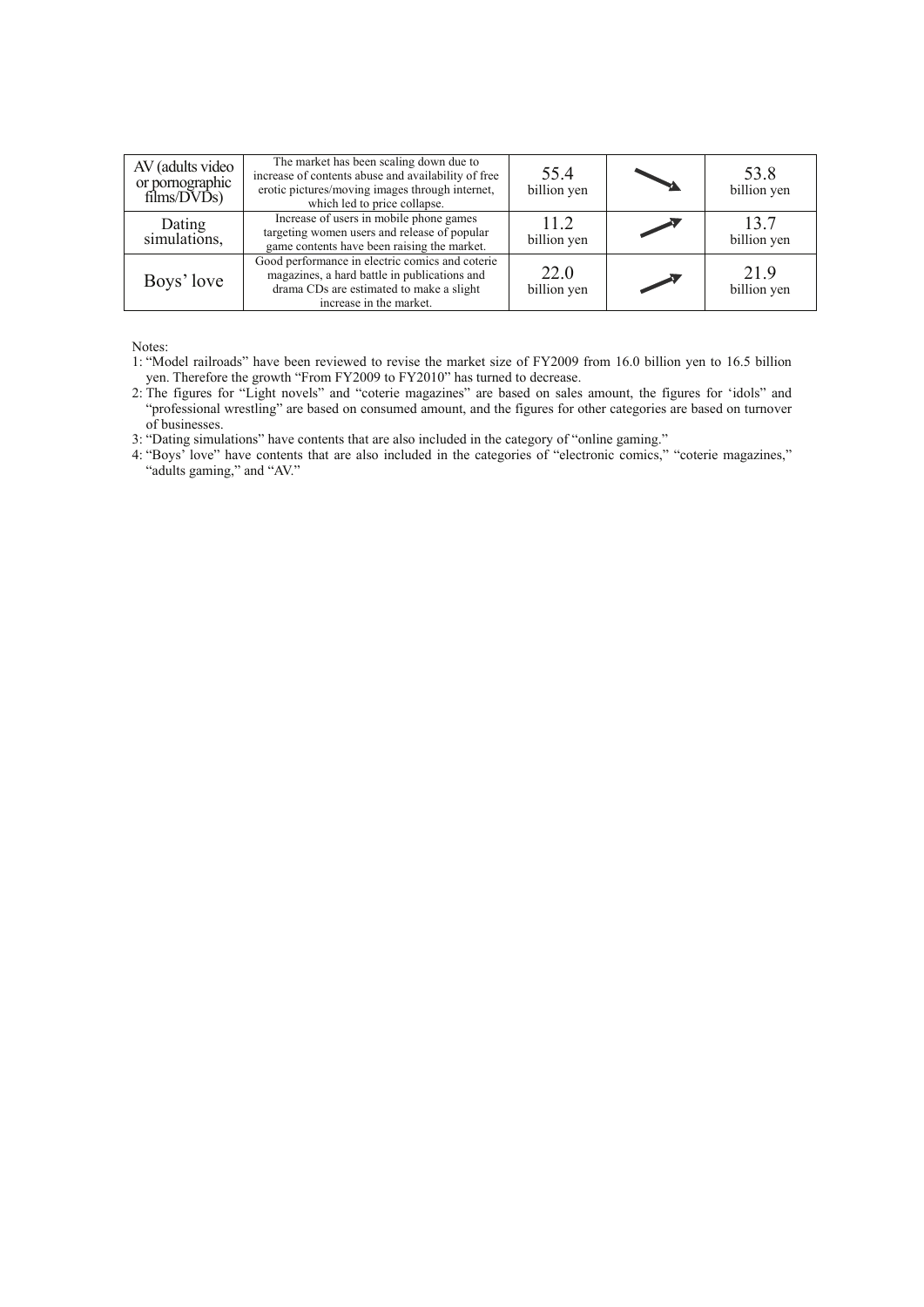| | | | | |
|---|---|---|---|---|
| AV (adults video or pornographic films/DVDs) | The market has been scaling down due to increase of contents abuse and availability of free erotic pictures/moving images through internet, which led to price collapse. | 55.4 billion yen | ↘ | 53.8 billion yen |
| Dating simulations, | Increase of users in mobile phone games targeting women users and release of popular game contents have been raising the market. | 11.2 billion yen | ↗ | 13.7 billion yen |
| Boys' love | Good performance in electric comics and coterie magazines, a hard battle in publications and drama CDs are estimated to make a slight increase in the market. | 22.0 billion yen | ↗ | 21.9 billion yen |

Notes:

1: "Model railroads" have been reviewed to revise the market size of FY2009 from 16.0 billion yen to 16.5 billion yen. Therefore the growth "From FY2009 to FY2010" has turned to decrease.

2: The figures for "Light novels" and "coterie magazines" are based on sales amount, the figures for 'idols" and "professional wrestling" are based on consumed amount, and the figures for other categories are based on turnover of businesses.

3: "Dating simulations" have contents that are also included in the category of "online gaming."

4: "Boys' love" have contents that are also included in the categories of "electronic comics," "coterie magazines," "adults gaming," and "AV."